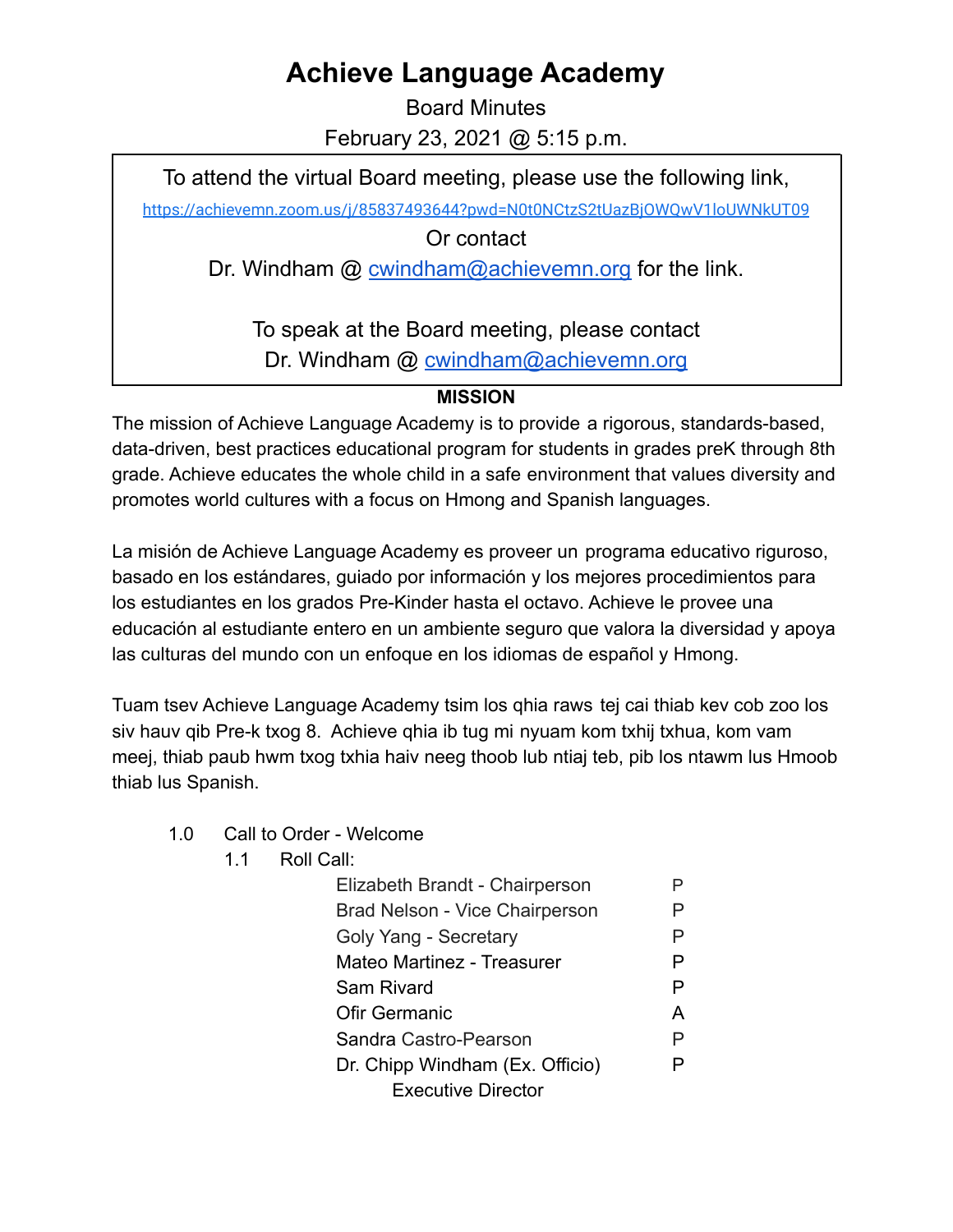# Achieve Language Academy

Board Minutes

February 23, 2021 @ 5:15 p.m.

> To attend the virtual Board meeting, please use the following link,
>
> https://achievemn.zoom.us/j/85837493644?pwd=N0t0NCtzS2tUazBjOWQwV1loUWNkUT09
>
> Or contact
>
> Dr. Windham @ cwindham@achievemn.org for the link.
>
> To speak at the Board meeting, please contact
>
> Dr. Windham @ cwindham@achievemn.org

**MISSION**

The mission of Achieve Language Academy is to provide a rigorous, standards-based, data-driven, best practices educational program for students in grades preK through 8th grade. Achieve educates the whole child in a safe environment that values diversity and promotes world cultures with a focus on Hmong and Spanish languages.

La misión de Achieve Language Academy es proveer un programa educativo riguroso, basado en los estándares, guiado por información y los mejores procedimientos para los estudiantes en los grados Pre-Kinder hasta el octavo. Achieve le provee una educación al estudiante entero en un ambiente seguro que valora la diversidad y apoya las culturas del mundo con un enfoque en los idiomas de español y Hmong.

Tuam tsev Achieve Language Academy tsim los qhia raws tej cai thiab kev cob zoo los siv hauv qib Pre-k txog 8. Achieve qhia ib tug mi nyuam kom txhij txhua, kom vam meej, thiab paub hwm txog txhia haiv neeg thoob lub ntiaj teb, pib los ntawm lus Hmoob thiab lus Spanish.

1.0 Call to Order - Welcome

1.1 Roll Call:

| | |
|---|---|
| Elizabeth Brandt - Chairperson | P |
| Brad Nelson - Vice Chairperson | P |
| Goly Yang - Secretary | P |
| Mateo Martinez - Treasurer | P |
| Sam Rivard | P |
| Ofir Germanic | A |
| Sandra Castro-Pearson | P |
| Dr. Chipp Windham (Ex. Officio) Executive Director | P |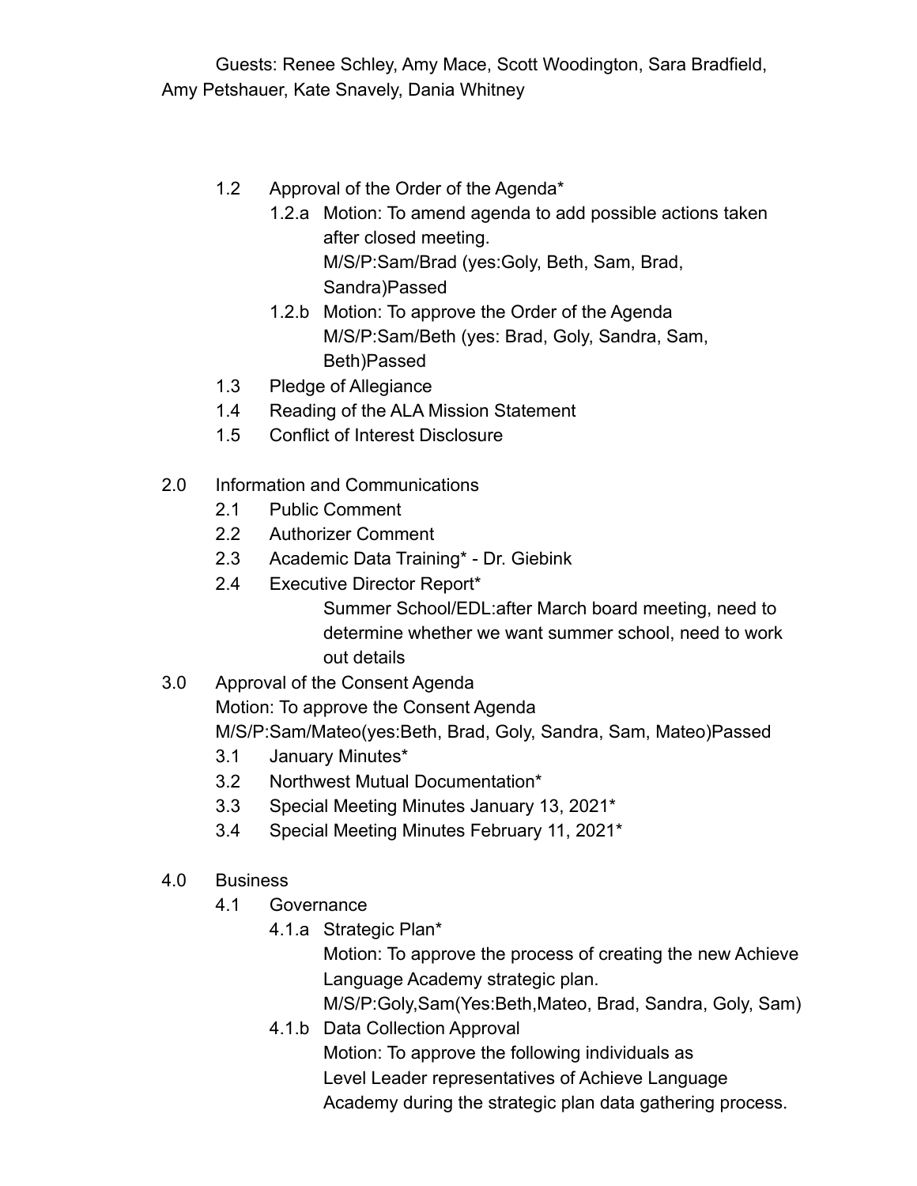Guests: Renee Schley, Amy Mace, Scott Woodington, Sara Bradfield, Amy Petshauer, Kate Snavely, Dania Whitney

- 1.2 Approval of the Order of the Agenda*
    - 1.2.a Motion: To amend agenda to add possible actions taken after closed meeting.
      M/S/P:Sam/Brad (yes:Goly, Beth, Sam, Brad, Sandra)Passed
    - 1.2.b Motion: To approve the Order of the Agenda
      M/S/P:Sam/Beth (yes: Brad, Goly, Sandra, Sam, Beth)Passed
- 1.3 Pledge of Allegiance
- 1.4 Reading of the ALA Mission Statement
- 1.5 Conflict of Interest Disclosure

2.0 Information and Communications

- 2.1 Public Comment
- 2.2 Authorizer Comment
- 2.3 Academic Data Training* - Dr. Giebink
- 2.4 Executive Director Report*
  Summer School/EDL:after March board meeting, need to determine whether we want summer school, need to work out details

3.0 Approval of the Consent Agenda
Motion: To approve the Consent Agenda
M/S/P:Sam/Mateo(yes:Beth, Brad, Goly, Sandra, Sam, Mateo)Passed

- 3.1 January Minutes*
- 3.2 Northwest Mutual Documentation*
- 3.3 Special Meeting Minutes January 13, 2021*
- 3.4 Special Meeting Minutes February 11, 2021*

4.0 Business

- 4.1 Governance
    - 4.1.a Strategic Plan*
      Motion: To approve the process of creating the new Achieve Language Academy strategic plan.
      M/S/P:Goly,Sam(Yes:Beth,Mateo, Brad, Sandra, Goly, Sam)
    - 4.1.b Data Collection Approval
      Motion: To approve the following individuals as Level Leader representatives of Achieve Language Academy during the strategic plan data gathering process.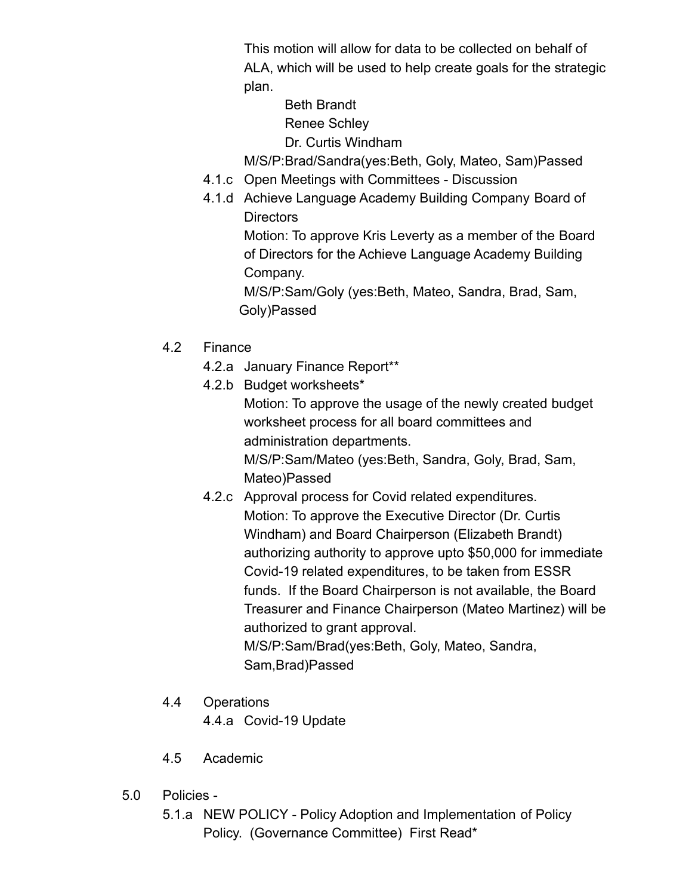This motion will allow for data to be collected on behalf of ALA, which will be used to help create goals for the strategic plan.

Beth Brandt
Renee Schley
Dr. Curtis Windham

M/S/P:Brad/Sandra(yes:Beth, Goly, Mateo, Sam)Passed

- 4.1.c Open Meetings with Committees - Discussion
- 4.1.d Achieve Language Academy Building Company Board of Directors

  Motion: To approve Kris Leverty as a member of the Board of Directors for the Achieve Language Academy Building Company.

  M/S/P:Sam/Goly (yes:Beth, Mateo, Sandra, Brad, Sam, Goly)Passed

4.2 Finance

- 4.2.a January Finance Report**
- 4.2.b Budget worksheets*

  Motion: To approve the usage of the newly created budget worksheet process for all board committees and administration departments.

  M/S/P:Sam/Mateo (yes:Beth, Sandra, Goly, Brad, Sam, Mateo)Passed

- 4.2.c Approval process for Covid related expenditures.

  Motion: To approve the Executive Director (Dr. Curtis Windham) and Board Chairperson (Elizabeth Brandt) authorizing authority to approve upto $50,000 for immediate Covid-19 related expenditures, to be taken from ESSR funds. If the Board Chairperson is not available, the Board Treasurer and Finance Chairperson (Mateo Martinez) will be authorized to grant approval.

  M/S/P:Sam/Brad(yes:Beth, Goly, Mateo, Sandra, Sam,Brad)Passed

4.4 Operations

- 4.4.a Covid-19 Update

4.5 Academic

5.0 Policies -

- 5.1.a NEW POLICY - Policy Adoption and Implementation of Policy Policy. (Governance Committee) First Read*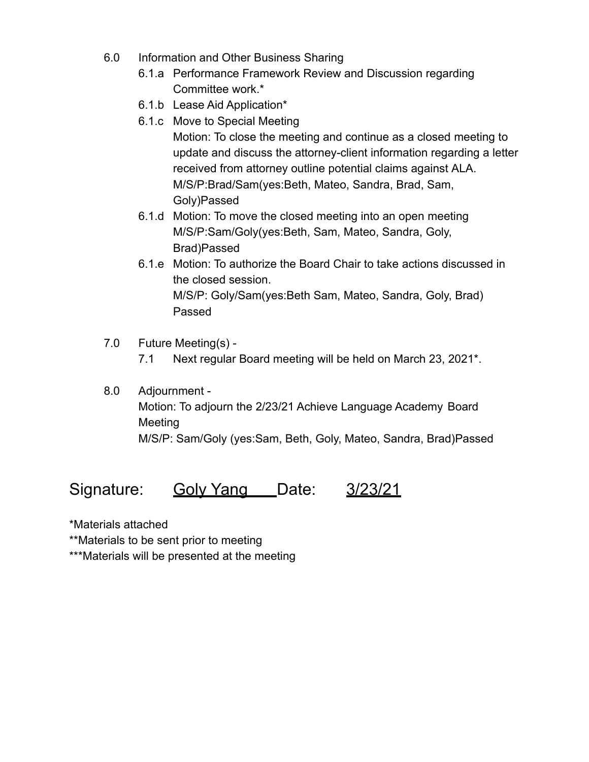6.0 Information and Other Business Sharing

- 6.1.a Performance Framework Review and Discussion regarding Committee work.*
- 6.1.b Lease Aid Application*
- 6.1.c Move to Special Meeting
  Motion: To close the meeting and continue as a closed meeting to update and discuss the attorney-client information regarding a letter received from attorney outline potential claims against ALA.
  M/S/P:Brad/Sam(yes:Beth, Mateo, Sandra, Brad, Sam, Goly)Passed
- 6.1.d Motion: To move the closed meeting into an open meeting
  M/S/P:Sam/Goly(yes:Beth, Sam, Mateo, Sandra, Goly, Brad)Passed
- 6.1.e Motion: To authorize the Board Chair to take actions discussed in the closed session.
  M/S/P: Goly/Sam(yes:Beth Sam, Mateo, Sandra, Goly, Brad) Passed

7.0 Future Meeting(s) -

- 7.1 Next regular Board meeting will be held on March 23, 2021*.

8.0 Adjournment -

Motion: To adjourn the 2/23/21 Achieve Language Academy Board Meeting
M/S/P: Sam/Goly (yes:Sam, Beth, Goly, Mateo, Sandra, Brad)Passed

Signature: Goly Yang Date: 3/23/21

*Materials attached
**Materials to be sent prior to meeting
***Materials will be presented at the meeting